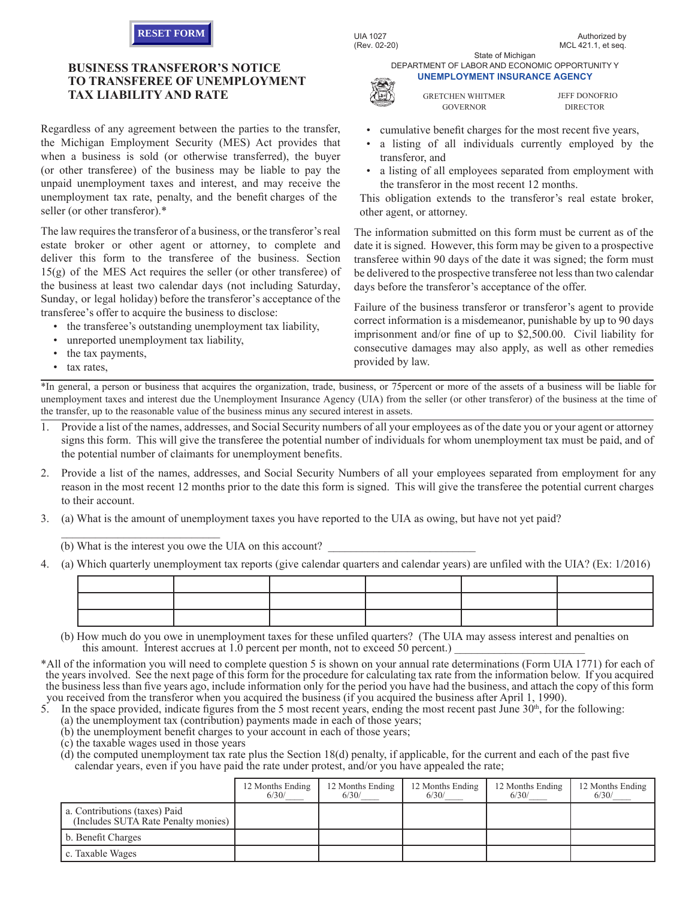RESET FORM

UIA 1027
(Rev. 02-20)

Authorized by
MCL 421.1, et seq.

State of Michigan
DEPARTMENT OF LABOR AND ECONOMIC OPPORTUNITY Y
**UNEMPLOYMENT INSURANCE AGENCY**

GRETCHEN WHITMER
GOVERNOR

JEFF DONOFRIO
DIRECTOR

# BUSINESS TRANSFEROR'S NOTICE TO TRANSFEREE OF UNEMPLOYMENT TAX LIABILITY AND RATE

Regardless of any agreement between the parties to the transfer, the Michigan Employment Security (MES) Act provides that when a business is sold (or otherwise transferred), the buyer (or other transferee) of the business may be liable to pay the unpaid unemployment taxes and interest, and may receive the unemployment tax rate, penalty, and the benefit charges of the seller (or other transferor).*

The law requires the transferor of a business, or the transferor's real estate broker or other agent or attorney, to complete and deliver this form to the transferee of the business. Section 15(g) of the MES Act requires the seller (or other transferee) of the business at least two calendar days (not including Saturday, Sunday, or legal holiday) before the transferor's acceptance of the transferee's offer to acquire the business to disclose:

- the transferee's outstanding unemployment tax liability,
- unreported unemployment tax liability,
- the tax payments,
- tax rates,
- cumulative benefit charges for the most recent five years,
- a listing of all individuals currently employed by the transferor, and
- a listing of all employees separated from employment with the transferor in the most recent 12 months.

This obligation extends to the transferor's real estate broker, other agent, or attorney.

The information submitted on this form must be current as of the date it is signed. However, this form may be given to a prospective transferee within 90 days of the date it was signed; the form must be delivered to the prospective transferee not less than two calendar days before the transferor's acceptance of the offer.

Failure of the business transferor or transferor's agent to provide correct information is a misdemeanor, punishable by up to 90 days imprisonment and/or fine of up to $2,500.00. Civil liability for consecutive damages may also apply, as well as other remedies provided by law.

*In general, a person or business that acquires the organization, trade, business, or 75percent or more of the assets of a business will be liable for unemployment taxes and interest due the Unemployment Insurance Agency (UIA) from the seller (or other transferor) of the business at the time of the transfer, up to the reasonable value of the business minus any secured interest in assets.

1. Provide a list of the names, addresses, and Social Security numbers of all your employees as of the date you or your agent or attorney signs this form. This will give the transferee the potential number of individuals for whom unemployment tax must be paid, and of the potential number of claimants for unemployment benefits.

2. Provide a list of the names, addresses, and Social Security Numbers of all your employees separated from employment for any reason in the most recent 12 months prior to the date this form is signed. This will give the transferee the potential current charges to their account.

3. (a) What is the amount of unemployment taxes you have reported to the UIA as owing, but have not yet paid?

   ____________________________

   (b) What is the interest you owe the UIA on this account? __________________________

4. (a) Which quarterly unemployment tax reports (give calendar quarters and calendar years) are unfiled with the UIA? (Ex: 1/2016)

| | | | | | |
|---|---|---|---|---|---|
| | | | | | |
| | | | | | |
| | | | | | |

   (b) How much do you owe in unemployment taxes for these unfiled quarters? (The UIA may assess interest and penalties on this amount. Interest accrues at 1.0 percent per month, not to exceed 50 percent.) ________________________

*All of the information you will need to complete question 5 is shown on your annual rate determinations (Form UIA 1771) for each of the years involved. See the next page of this form for the procedure for calculating tax rate from the information below. If you acquired the business less than five years ago, include information only for the period you have had the business, and attach the copy of this form you received from the transferor when you acquired the business (if you acquired the business after April 1, 1990).

5. In the space provided, indicate figures from the 5 most recent years, ending the most recent past June 30th, for the following:
   (a) the unemployment tax (contribution) payments made in each of those years;
   (b) the unemployment benefit charges to your account in each of those years;
   (c) the taxable wages used in those years
   (d) the computed unemployment tax rate plus the Section 18(d) penalty, if applicable, for the current and each of the past five calendar years, even if you have paid the rate under protest, and/or you have appealed the rate;

| | 12 Months Ending 6/30/____ | 12 Months Ending 6/30/____ | 12 Months Ending 6/30/____ | 12 Months Ending 6/30/____ | 12 Months Ending 6/30/____ |
|---|---|---|---|---|---|
| a. Contributions (taxes) Paid (Includes SUTA Rate Penalty monies) | | | | | |
| b. Benefit Charges | | | | | |
| c. Taxable Wages | | | | | |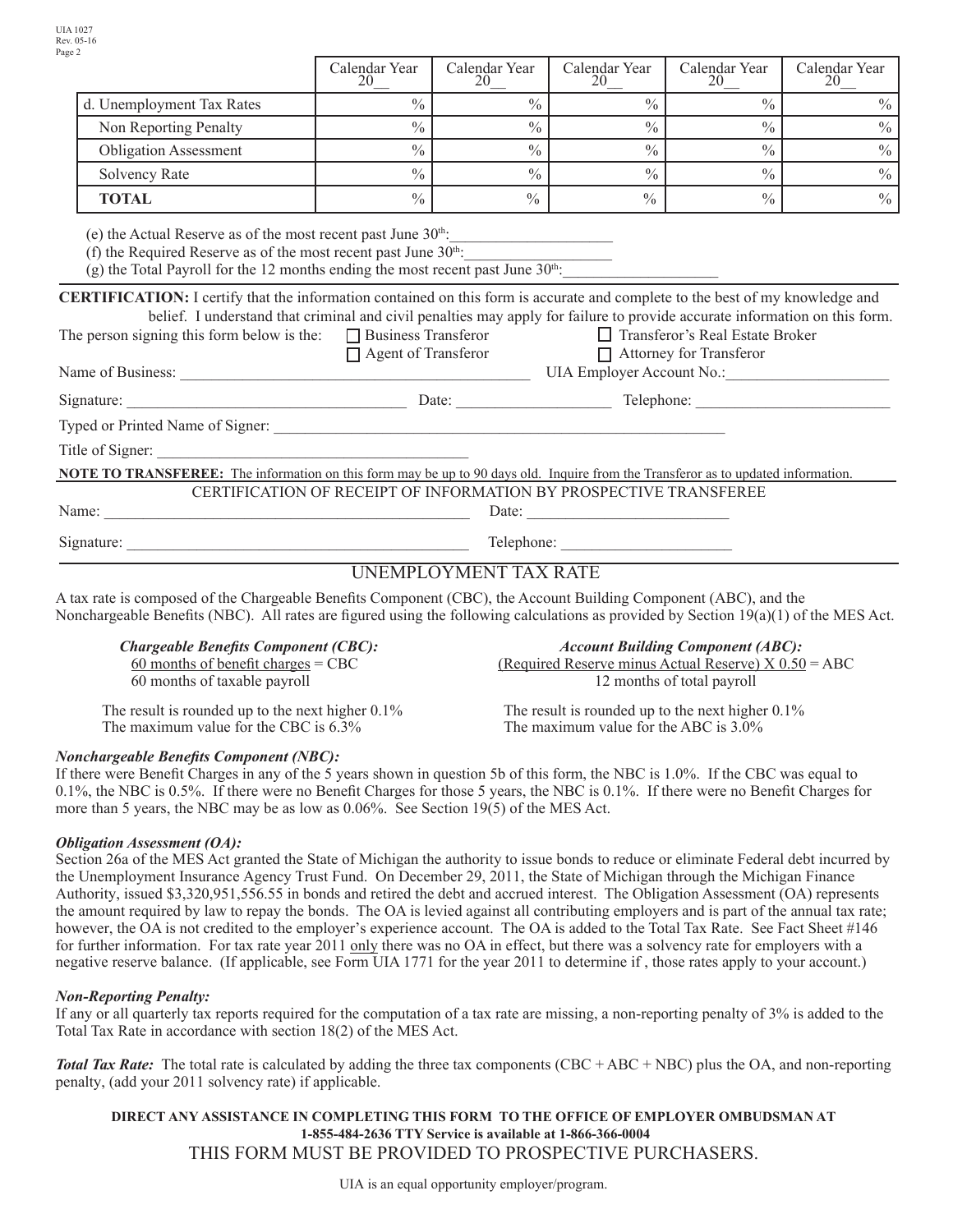| | Calendar Year 20__ | Calendar Year 20__ | Calendar Year 20__ | Calendar Year 20__ | Calendar Year 20__ |
|---|---|---|---|---|---|
| d. Unemployment Tax Rates | % | % | % | % | % |
| Non Reporting Penalty | % | % | % | % | % |
| Obligation Assessment | % | % | % | % | % |
| Solvency Rate | % | % | % | % | % |
| **TOTAL** | % | % | % | % | % |

(e) the Actual Reserve as of the most recent past June 30th:____________________

(f) the Required Reserve as of the most recent past June 30th:__________________

(g) the Total Payroll for the 12 months ending the most recent past June 30th:____________________

**CERTIFICATION:** I certify that the information contained on this form is accurate and complete to the best of my knowledge and belief. I understand that criminal and civil penalties may apply for failure to provide accurate information on this form.

The person signing this form below is the: ☐ Business Transferor ☐ Transferor's Real Estate Broker ☐ Agent of Transferor ☐ Attorney for Transferor

Name of Business: ____________________________________________ UIA Employer Account No.:_____________________

Signature: ____________________________________ Date: ___________________ Telephone: _________________________

Typed or Printed Name of Signer: ____________________________________________________________

Title of Signer: ________________________________________

**NOTE TO TRANSFEREE:** The information on this form may be up to 90 days old. Inquire from the Transferor as to updated information.

CERTIFICATION OF RECEIPT OF INFORMATION BY PROSPECTIVE TRANSFEREE

Name: ________________________________________________ Date: __________________________

Signature: _____________________________________________ Telephone: ______________________

## UNEMPLOYMENT TAX RATE

A tax rate is composed of the Chargeable Benefits Component (CBC), the Account Building Component (ABC), and the Nonchargeable Benefits (NBC). All rates are figured using the following calculations as provided by Section 19(a)(1) of the MES Act.

***Chargeable Benefits Component (CBC):***

$$\frac{\text{60 months of benefit charges}}{\text{60 months of taxable payroll}} = \text{CBC}$$

The result is rounded up to the next higher 0.1%
The maximum value for the CBC is 6.3%

***Account Building Component (ABC):***

$$\frac{(\text{Required Reserve minus Actual Reserve}) \times 0.50}{\text{12 months of total payroll}} = \text{ABC}$$

The result is rounded up to the next higher 0.1%
The maximum value for the ABC is 3.0%

***Nonchargeable Benefits Component (NBC):***

If there were Benefit Charges in any of the 5 years shown in question 5b of this form, the NBC is 1.0%. If the CBC was equal to 0.1%, the NBC is 0.5%. If there were no Benefit Charges for those 5 years, the NBC is 0.1%. If there were no Benefit Charges for more than 5 years, the NBC may be as low as 0.06%. See Section 19(5) of the MES Act.

***Obligation Assessment (OA):***

Section 26a of the MES Act granted the State of Michigan the authority to issue bonds to reduce or eliminate Federal debt incurred by the Unemployment Insurance Agency Trust Fund. On December 29, 2011, the State of Michigan through the Michigan Finance Authority, issued $3,320,951,556.55 in bonds and retired the debt and accrued interest. The Obligation Assessment (OA) represents the amount required by law to repay the bonds. The OA is levied against all contributing employers and is part of the annual tax rate; however, the OA is not credited to the employer's experience account. The OA is added to the Total Tax Rate. See Fact Sheet #146 for further information. For tax rate year 2011 only there was no OA in effect, but there was a solvency rate for employers with a negative reserve balance. (If applicable, see Form UIA 1771 for the year 2011 to determine if , those rates apply to your account.)

***Non-Reporting Penalty:***

If any or all quarterly tax reports required for the computation of a tax rate are missing, a non-reporting penalty of 3% is added to the Total Tax Rate in accordance with section 18(2) of the MES Act.

***Total Tax Rate:*** The total rate is calculated by adding the three tax components (CBC + ABC + NBC) plus the OA, and non-reporting penalty, (add your 2011 solvency rate) if applicable.

**DIRECT ANY ASSISTANCE IN COMPLETING THIS FORM TO THE OFFICE OF EMPLOYER OMBUDSMAN AT 1-855-484-2636 TTY Service is available at 1-866-366-0004**

THIS FORM MUST BE PROVIDED TO PROSPECTIVE PURCHASERS.

UIA is an equal opportunity employer/program.